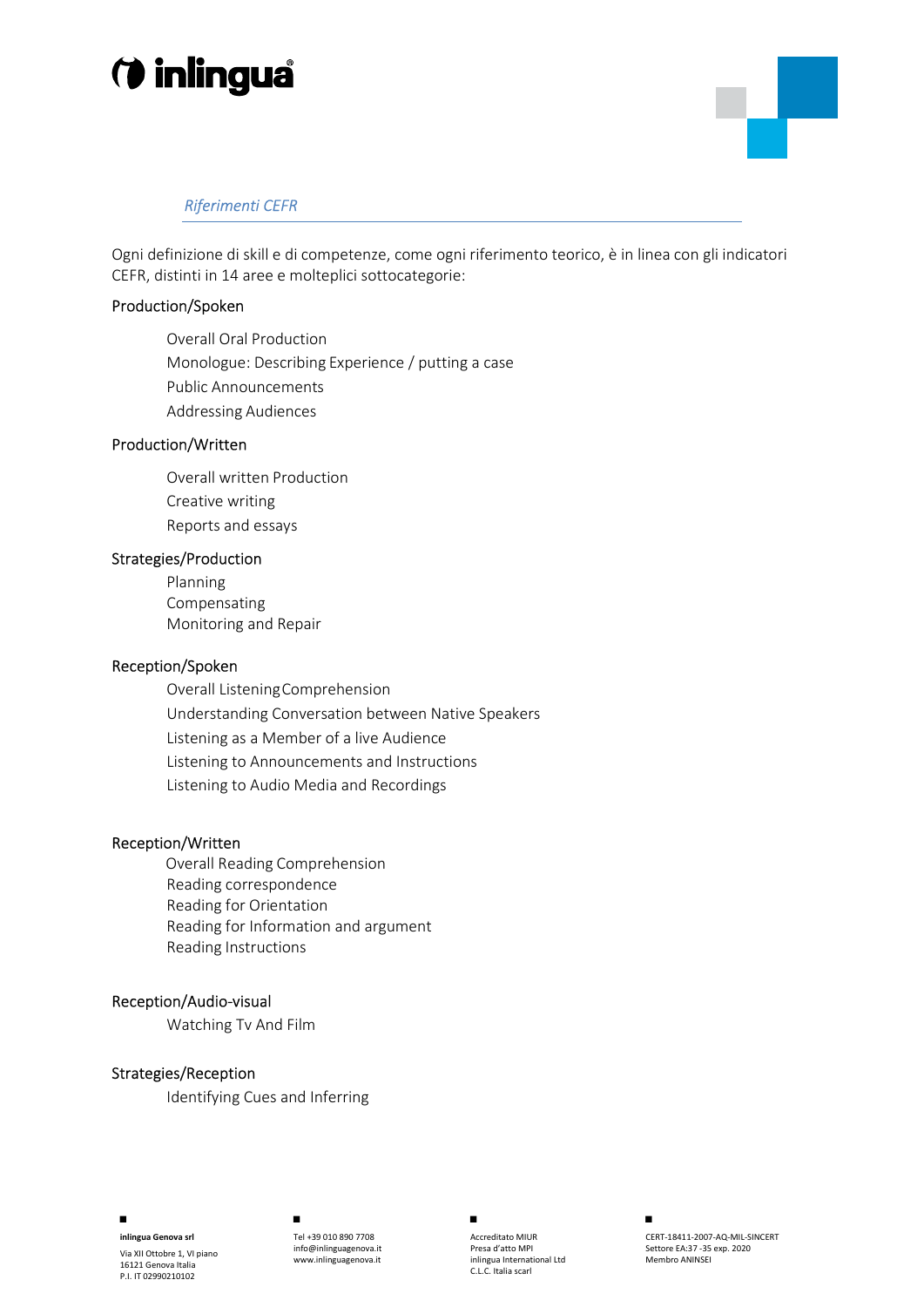*Riferimenti CEFR*

Ogni definizione di skill e di competenze, come ogni riferimento teorico, è in linea con gli indicatori CEFR, distinti in 14 aree e molteplici sottocategorie:

Production/Spoken

- Overall Oral Production
- Monologue: Describing Experience / putting a case
- Public Announcements
- Addressing Audiences

Production/Written

- Overall written Production
- Creative writing
- Reports and essays

Strategies/Production

- Planning
- Compensating
- Monitoring and Repair

Reception/Spoken

- Overall Listening Comprehension
- Understanding Conversation between Native Speakers
- Listening as a Member of a live Audience
- Listening to Announcements and Instructions
- Listening to Audio Media and Recordings

Reception/Written

- Overall Reading Comprehension
- Reading correspondence
- Reading for Orientation
- Reading for Information and argument
- Reading Instructions

Reception/Audio-visual

- Watching Tv And Film

Strategies/Reception

- Identifying Cues and Inferring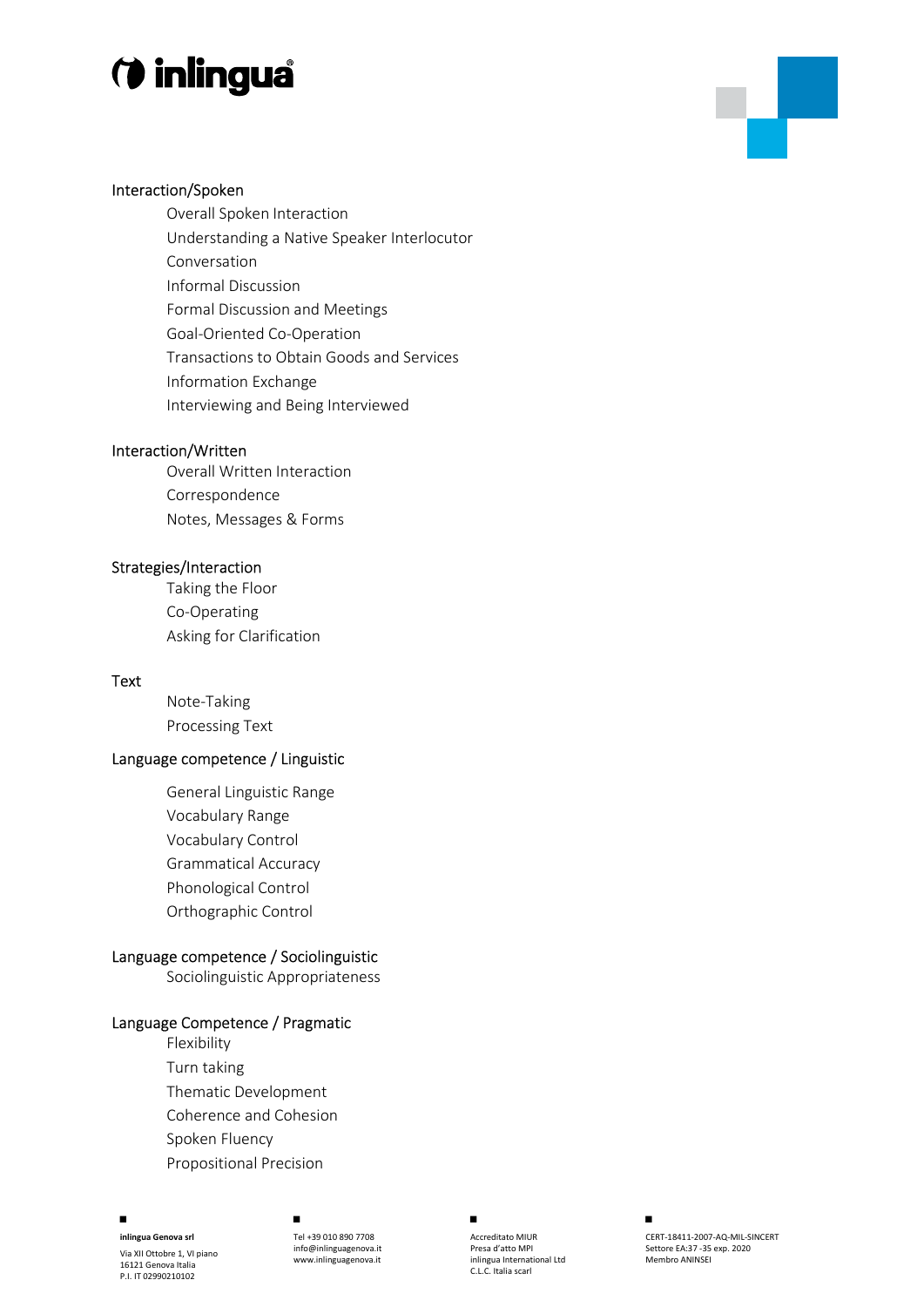### Interaction/Spoken

- Overall Spoken Interaction
- Understanding a Native Speaker Interlocutor
- Conversation
- Informal Discussion
- Formal Discussion and Meetings
- Goal-Oriented Co-Operation
- Transactions to Obtain Goods and Services
- Information Exchange
- Interviewing and Being Interviewed

### Interaction/Written

- Overall Written Interaction
- Correspondence
- Notes, Messages & Forms

### Strategies/Interaction

- Taking the Floor
- Co-Operating
- Asking for Clarification

### Text

- Note-Taking
- Processing Text

### Language competence / Linguistic

- General Linguistic Range
- Vocabulary Range
- Vocabulary Control
- Grammatical Accuracy
- Phonological Control
- Orthographic Control

### Language competence / Sociolinguistic

- Sociolinguistic Appropriateness

### Language Competence / Pragmatic

- Flexibility
- Turn taking
- Thematic Development
- Coherence and Cohesion
- Spoken Fluency
- Propositional Precision